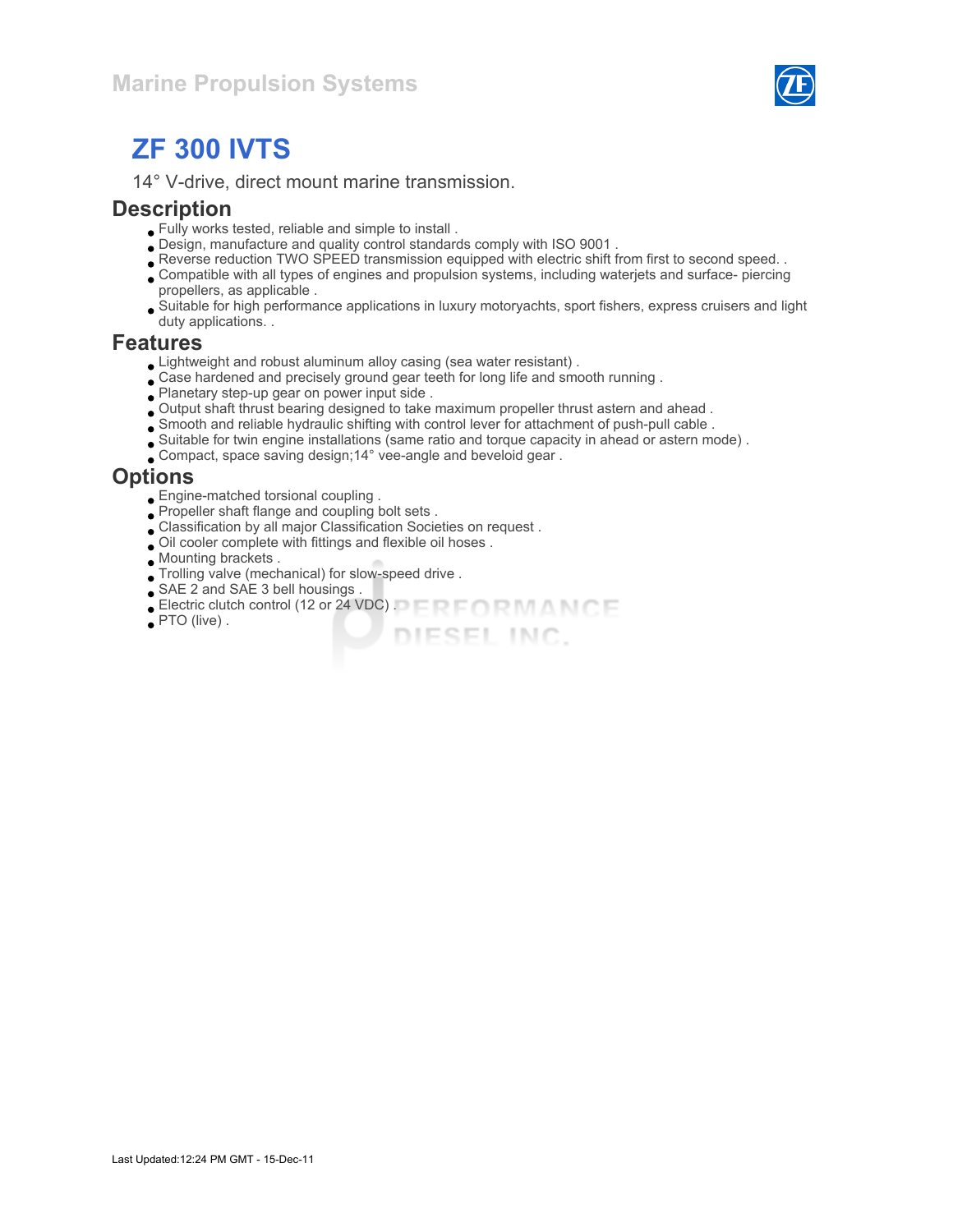Marine Propulsion Systems

# ZF 300 IVTS

14° V-drive, direct mount marine transmission.

## Description

- Fully works tested, reliable and simple to install .
- Design, manufacture and quality control standards comply with ISO 9001 .
- Reverse reduction TWO SPEED transmission equipped with electric shift from first to second speed. .
- Compatible with all types of engines and propulsion systems, including waterjets and surface- piercing propellers, as applicable .
- Suitable for high performance applications in luxury motoryachts, sport fishers, express cruisers and light duty applications. .

## Features

- Lightweight and robust aluminum alloy casing (sea water resistant) .
- Case hardened and precisely ground gear teeth for long life and smooth running .
- Planetary step-up gear on power input side .
- Output shaft thrust bearing designed to take maximum propeller thrust astern and ahead .
- Smooth and reliable hydraulic shifting with control lever for attachment of push-pull cable .
- Suitable for twin engine installations (same ratio and torque capacity in ahead or astern mode) .
- Compact, space saving design;14° vee-angle and beveloid gear .

## Options

- Engine-matched torsional coupling .
- Propeller shaft flange and coupling bolt sets .
- Classification by all major Classification Societies on request .
- Oil cooler complete with fittings and flexible oil hoses .
- Mounting brackets .
- Trolling valve (mechanical) for slow-speed drive .
- SAE 2 and SAE 3 bell housings .
- Electric clutch control (12 or 24 VDC) .
- PTO (live) .

Last Updated:12:24 PM GMT - 15-Dec-11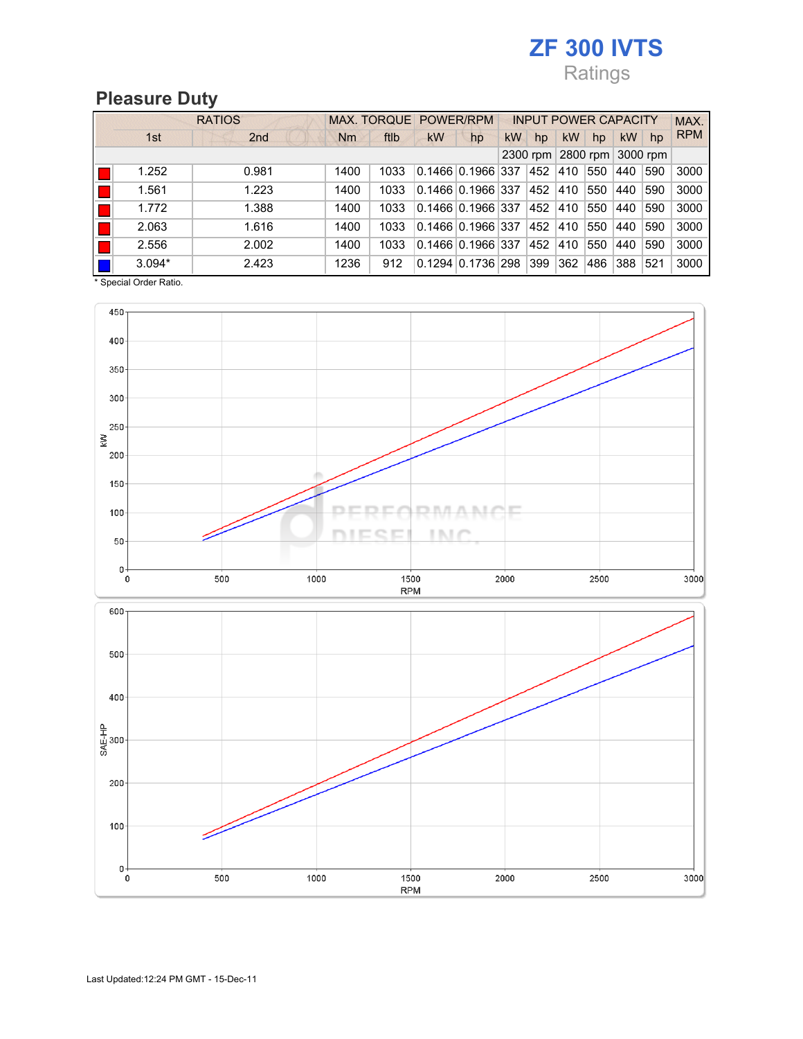# ZF 300 IVTS

Ratings

## Pleasure Duty

| | RATIOS | | MAX. TORQUE | | POWER/RPM | | INPUT POWER CAPACITY | | | | | | MAX. RPM |
|---|---|---|---|---|---|---|---|---|---|---|---|---|---|
| | 1st | 2nd | Nm | ftlb | kW | hp | kW | hp | kW | hp | kW | hp | |
| | | | | | | | 2300 rpm | | 2800 rpm | | 3000 rpm | | |
| | 1.252 | 0.981 | 1400 | 1033 | 0.1466 | 0.1966 | 337 | 452 | 410 | 550 | 440 | 590 | 3000 |
| | 1.561 | 1.223 | 1400 | 1033 | 0.1466 | 0.1966 | 337 | 452 | 410 | 550 | 440 | 590 | 3000 |
| | 1.772 | 1.388 | 1400 | 1033 | 0.1466 | 0.1966 | 337 | 452 | 410 | 550 | 440 | 590 | 3000 |
| | 2.063 | 1.616 | 1400 | 1033 | 0.1466 | 0.1966 | 337 | 452 | 410 | 550 | 440 | 590 | 3000 |
| | 2.556 | 2.002 | 1400 | 1033 | 0.1466 | 0.1966 | 337 | 452 | 410 | 550 | 440 | 590 | 3000 |
| | 3.094* | 2.423 | 1236 | 912 | 0.1294 | 0.1736 | 298 | 399 | 362 | 486 | 388 | 521 | 3000 |

\* Special Order Ratio.

Last Updated:12:24 PM GMT - 15-Dec-11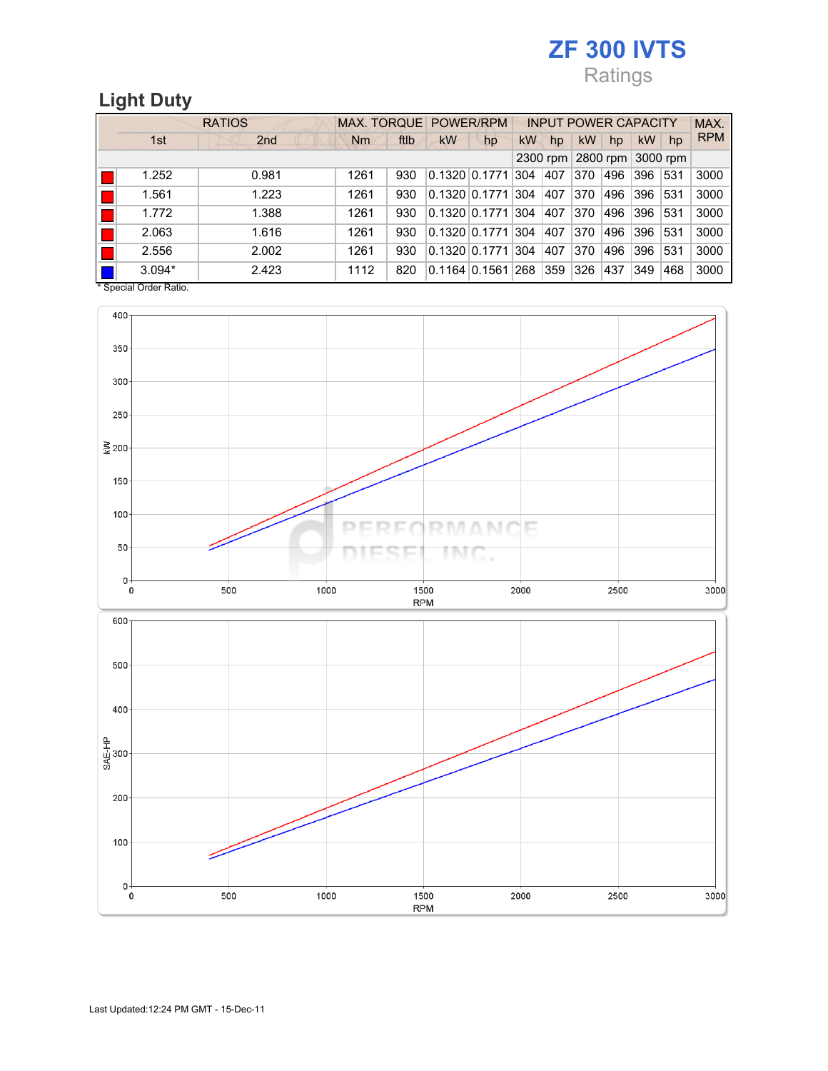# ZF 300 IVTS

Ratings

## Light Duty

| | RATIOS | | MAX. TORQUE | | POWER/RPM | | INPUT POWER CAPACITY | | | | | | MAX. RPM |
|---|---|---|---|---|---|---|---|---|---|---|---|---|---|
| | 1st | 2nd | Nm | ftlb | kW | hp | kW | hp | kW | hp | kW | hp | |
| | | | | | | | 2300 rpm | | 2800 rpm | | 3000 rpm | | |
| ■ | 1.252 | 0.981 | 1261 | 930 | 0.1320 | 0.1771 | 304 | 407 | 370 | 496 | 396 | 531 | 3000 |
| ■ | 1.561 | 1.223 | 1261 | 930 | 0.1320 | 0.1771 | 304 | 407 | 370 | 496 | 396 | 531 | 3000 |
| ■ | 1.772 | 1.388 | 1261 | 930 | 0.1320 | 0.1771 | 304 | 407 | 370 | 496 | 396 | 531 | 3000 |
| ■ | 2.063 | 1.616 | 1261 | 930 | 0.1320 | 0.1771 | 304 | 407 | 370 | 496 | 396 | 531 | 3000 |
| ■ | 2.556 | 2.002 | 1261 | 930 | 0.1320 | 0.1771 | 304 | 407 | 370 | 496 | 396 | 531 | 3000 |
| ■ | 3.094* | 2.423 | 1112 | 820 | 0.1164 | 0.1561 | 268 | 359 | 326 | 437 | 349 | 468 | 3000 |

* Special Order Ratio.

Last Updated:12:24 PM GMT - 15-Dec-11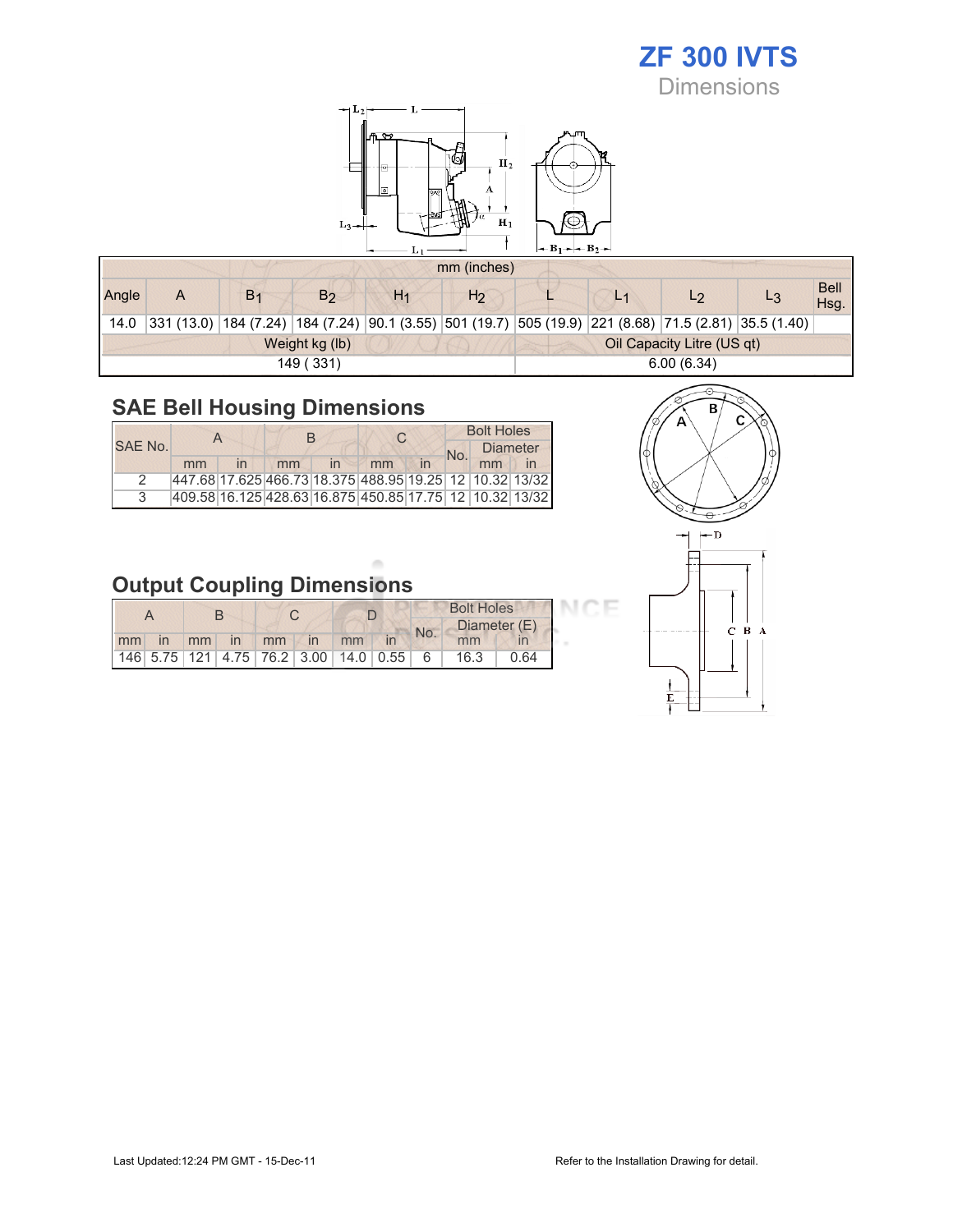# ZF 300 IVTS

## Dimensions

| mm (inches) | | | | | | | | | | |
|---|---|---|---|---|---|---|---|---|---|---|
| Angle | A | $B_1$ | $B_2$ | $H_1$ | $H_2$ | L | $L_1$ | $L_2$ | $L_3$ | Bell Hsg. |
| 14.0 | 331 (13.0) | 184 (7.24) | 184 (7.24) | 90.1 (3.55) | 501 (19.7) | 505 (19.9) | 221 (8.68) | 71.5 (2.81) | 35.5 (1.40) | |
| Weight kg (lb) | | | | | | Oil Capacity Litre (US qt) | | | | |
| 149 ( 331) | | | | | | 6.00 (6.34) | | | | |

## SAE Bell Housing Dimensions

| SAE No. | A | | B | | C | | Bolt Holes | | |
|---|---|---|---|---|---|---|---|---|---|
| | | | | | | | No. | Diameter | |
| | mm | in | mm | in | mm | in | | mm | in |
| 2 | 447.68 | 17.625 | 466.73 | 18.375 | 488.95 | 19.25 | 12 | 10.32 | 13/32 |
| 3 | 409.58 | 16.125 | 428.63 | 16.875 | 450.85 | 17.75 | 12 | 10.32 | 13/32 |

## Output Coupling Dimensions

| A | | B | | C | | D | | Bolt Holes | | |
|---|---|---|---|---|---|---|---|---|---|---|
| | | | | | | | | No. | Diameter (E) | |
| mm | in | mm | in | mm | in | mm | in | | mm | in |
| 146 | 5.75 | 121 | 4.75 | 76.2 | 3.00 | 14.0 | 0.55 | 6 | 16.3 | 0.64 |

Last Updated:12:24 PM GMT - 15-Dec-11

Refer to the Installation Drawing for detail.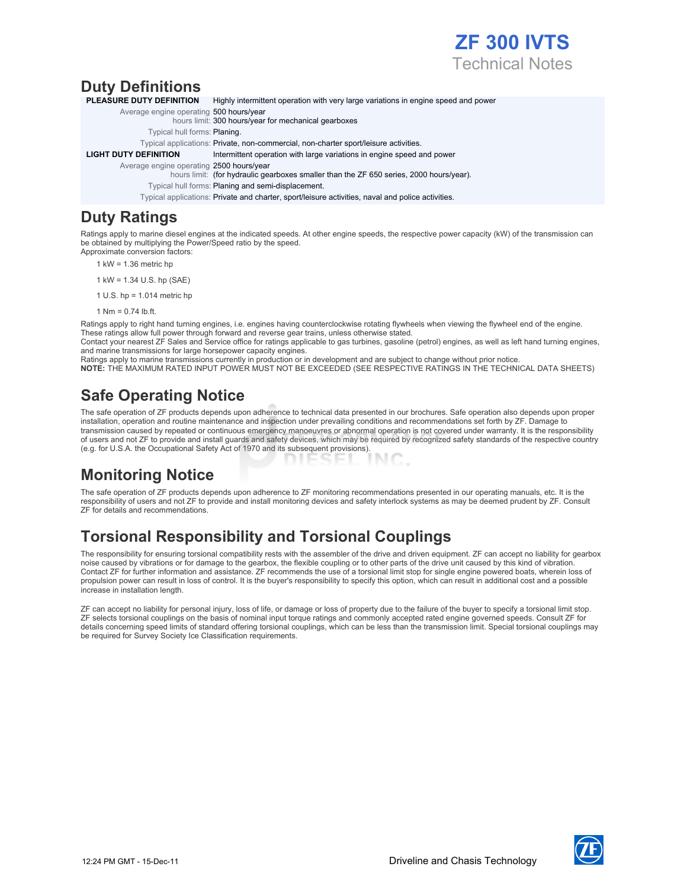# ZF 300 IVTS

Technical Notes

## Duty Definitions

| | |
|---|---|
| **PLEASURE DUTY DEFINITION** | Highly intermittent operation with very large variations in engine speed and power |
| Average engine operating hours limit: | 500 hours/year<br>300 hours/year for mechanical gearboxes |
| Typical hull forms: | Planing. |
| Typical applications: | Private, non-commercial, non-charter sport/leisure activities. |
| **LIGHT DUTY DEFINITION** | Intermittent operation with large variations in engine speed and power |
| Average engine operating hours limit: | 2500 hours/year<br>(for hydraulic gearboxes smaller than the ZF 650 series, 2000 hours/year). |
| Typical hull forms: | Planing and semi-displacement. |
| Typical applications: | Private and charter, sport/leisure activities, naval and police activities. |

## Duty Ratings

Ratings apply to marine diesel engines at the indicated speeds. At other engine speeds, the respective power capacity (kW) of the transmission can be obtained by multiplying the Power/Speed ratio by the speed.
Approximate conversion factors:

1 kW = 1.36 metric hp

1 kW = 1.34 U.S. hp (SAE)

1 U.S. hp = 1.014 metric hp

1 Nm = 0.74 lb.ft.

Ratings apply to right hand turning engines, i.e. engines having counterclockwise rotating flywheels when viewing the flywheel end of the engine.
These ratings allow full power through forward and reverse gear trains, unless otherwise stated.
Contact your nearest ZF Sales and Service office for ratings applicable to gas turbines, gasoline (petrol) engines, as well as left hand turning engines, and marine transmissions for large horsepower capacity engines.
Ratings apply to marine transmissions currently in production or in development and are subject to change without prior notice.
**NOTE:** THE MAXIMUM RATED INPUT POWER MUST NOT BE EXCEEDED (SEE RESPECTIVE RATINGS IN THE TECHNICAL DATA SHEETS)

## Safe Operating Notice

The safe operation of ZF products depends upon adherence to technical data presented in our brochures. Safe operation also depends upon proper installation, operation and routine maintenance and inspection under prevailing conditions and recommendations set forth by ZF. Damage to transmission caused by repeated or continuous emergency manoeuvres or abnormal operation is not covered under warranty. It is the responsibility of users and not ZF to provide and install guards and safety devices, which may be required by recognized safety standards of the respective country (e.g. for U.S.A. the Occupational Safety Act of 1970 and its subsequent provisions).

## Monitoring Notice

The safe operation of ZF products depends upon adherence to ZF monitoring recommendations presented in our operating manuals, etc. It is the responsibility of users and not ZF to provide and install monitoring devices and safety interlock systems as may be deemed prudent by ZF. Consult ZF for details and recommendations.

## Torsional Responsibility and Torsional Couplings

The responsibility for ensuring torsional compatibility rests with the assembler of the drive and driven equipment. ZF can accept no liability for gearbox noise caused by vibrations or for damage to the gearbox, the flexible coupling or to other parts of the drive unit caused by this kind of vibration. Contact ZF for further information and assistance. ZF recommends the use of a torsional limit stop for single engine powered boats, wherein loss of propulsion power can result in loss of control. It is the buyer's responsibility to specify this option, which can result in additional cost and a possible increase in installation length.

ZF can accept no liability for personal injury, loss of life, or damage or loss of property due to the failure of the buyer to specify a torsional limit stop. ZF selects torsional couplings on the basis of nominal input torque ratings and commonly accepted rated engine governed speeds. Consult ZF for details concerning speed limits of standard offering torsional couplings, which can be less than the transmission limit. Special torsional couplings may be required for Survey Society Ice Classification requirements.

12:24 PM GMT - 15-Dec-11

Driveline and Chasis Technology